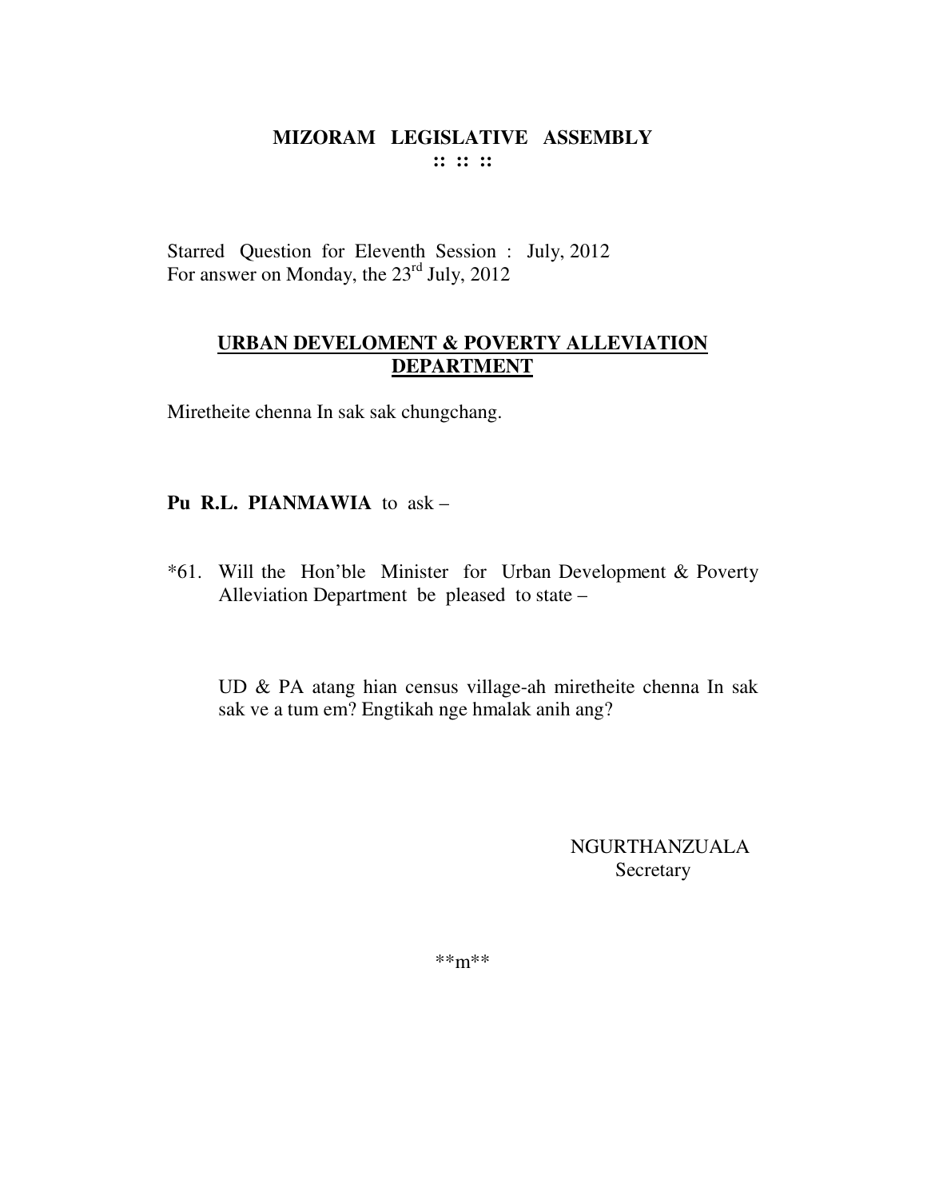# MIZORAM LEGISLATIVE ASSEMBLY

:: :: ::

Starred Question for Eleventh Session : July, 2012
For answer on Monday, the 23rd July, 2012

## URBAN DEVELOMENT & POVERTY ALLEVIATION DEPARTMENT

Miretheite chenna In sak sak chungchang.

**Pu R.L. PIANMAWIA** to ask –

*61. Will the Hon'ble Minister for Urban Development & Poverty Alleviation Department be pleased to state –

UD & PA atang hian census village-ah miretheite chenna In sak sak ve a tum em? Engtikah nge hmalak anih ang?

NGURTHANZUALA
Secretary

**m**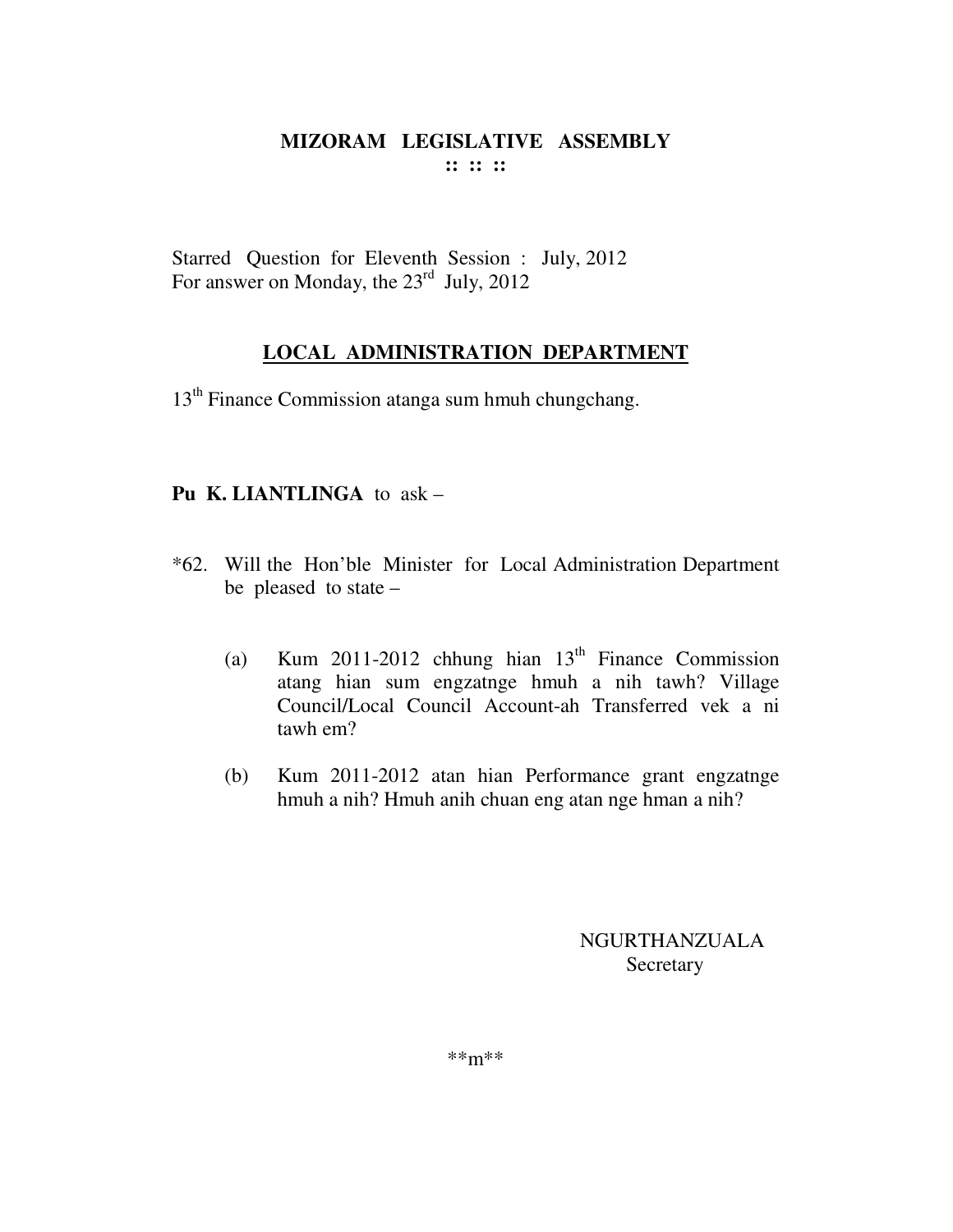# MIZORAM LEGISLATIVE ASSEMBLY

:: :: ::

Starred Question for Eleventh Session : July, 2012
For answer on Monday, the 23rd July, 2012

## LOCAL ADMINISTRATION DEPARTMENT

13th Finance Commission atanga sum hmuh chungchang.

**Pu K. LIANTLINGA** to ask –

*62. Will the Hon'ble Minister for Local Administration Department be pleased to state –

(a) Kum 2011-2012 chhung hian 13th Finance Commission atang hian sum engzatnge hmuh a nih tawh? Village Council/Local Council Account-ah Transferred vek a ni tawh em?

(b) Kum 2011-2012 atan hian Performance grant engzatnge hmuh a nih? Hmuh anih chuan eng atan nge hman a nih?

NGURTHANZUALA
Secretary

**m**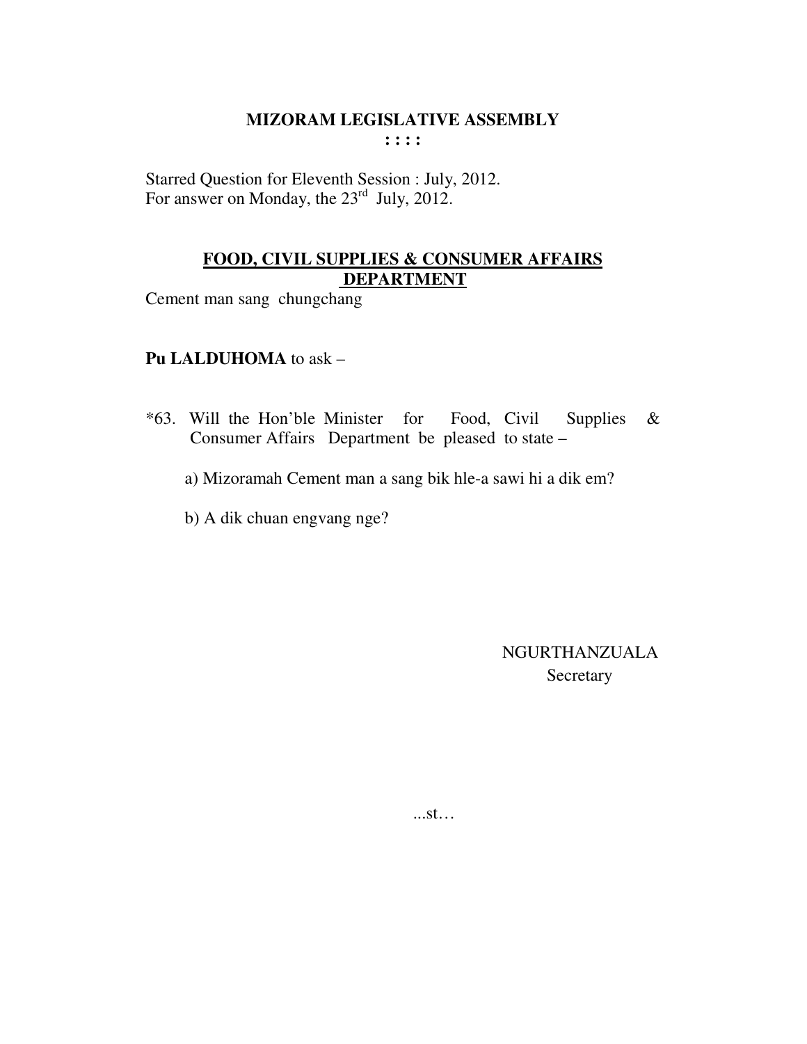# MIZORAM LEGISLATIVE ASSEMBLY

**: : : :**

Starred Question for Eleventh Session : July, 2012.
For answer on Monday, the 23rd July, 2012.

## FOOD, CIVIL SUPPLIES & CONSUMER AFFAIRS DEPARTMENT

Cement man sang chungchang

**Pu LALDUHOMA** to ask –

*63. Will the Hon'ble Minister for Food, Civil Supplies & Consumer Affairs Department be pleased to state –

a) Mizoramah Cement man a sang bik hle-a sawi hi a dik em?

b) A dik chuan engvang nge?

NGURTHANZUALA
Secretary

...st…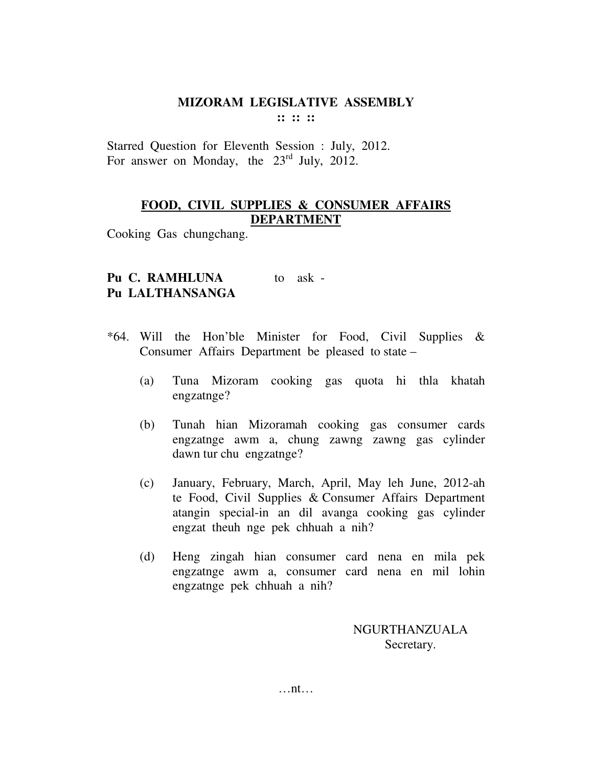# MIZORAM LEGISLATIVE ASSEMBLY

:: :: ::

Starred Question for Eleventh Session : July, 2012.
For answer on Monday, the 23rd July, 2012.

## FOOD, CIVIL SUPPLIES & CONSUMER AFFAIRS DEPARTMENT

Cooking Gas chungchang.

**Pu C. RAMHLUNA** to ask -
**Pu LALTHANSANGA**

*64. Will the Hon'ble Minister for Food, Civil Supplies & Consumer Affairs Department be pleased to state –

(a) Tuna Mizoram cooking gas quota hi thla khatah engzatnge?

(b) Tunah hian Mizoramah cooking gas consumer cards engzatnge awm a, chung zawng zawng gas cylinder dawn tur chu engzatnge?

(c) January, February, March, April, May leh June, 2012-ah te Food, Civil Supplies & Consumer Affairs Department atangin special-in an dil avanga cooking gas cylinder engzat theuh nge pek chhuah a nih?

(d) Heng zingah hian consumer card nena en mila pek engzatnge awm a, consumer card nena en mil lohin engzatnge pek chhuah a nih?

NGURTHANZUALA
Secretary.

…nt…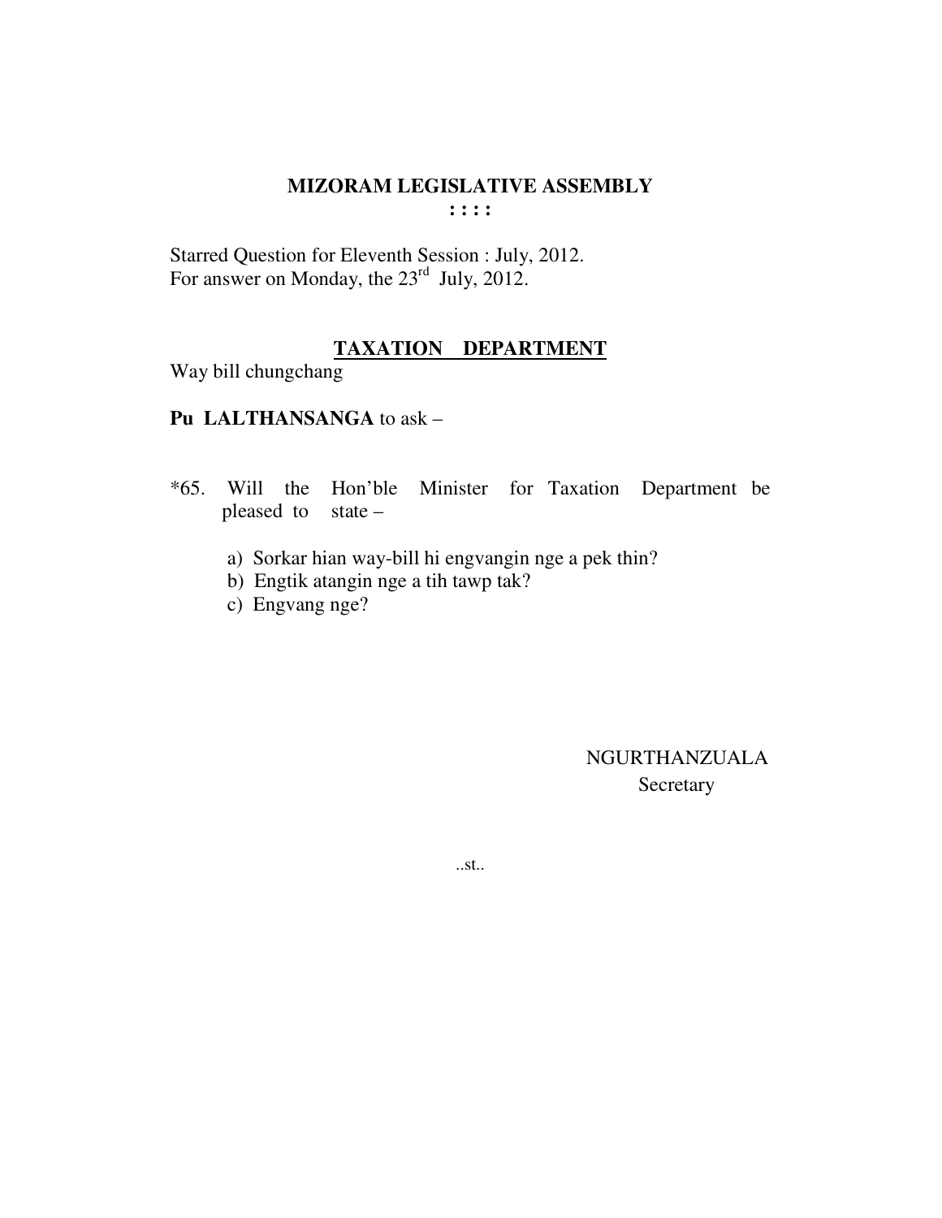# MIZORAM LEGISLATIVE ASSEMBLY

**: : : :**

Starred Question for Eleventh Session : July, 2012.
For answer on Monday, the 23rd July, 2012.

## TAXATION DEPARTMENT

Way bill chungchang

**Pu LALTHANSANGA** to ask –

*65. Will the Hon'ble Minister for Taxation Department be pleased to state –

a) Sorkar hian way-bill hi engvangin nge a pek thin?
b) Engtik atangin nge a tih tawp tak?
c) Engvang nge?

NGURTHANZUALA
Secretary

..st..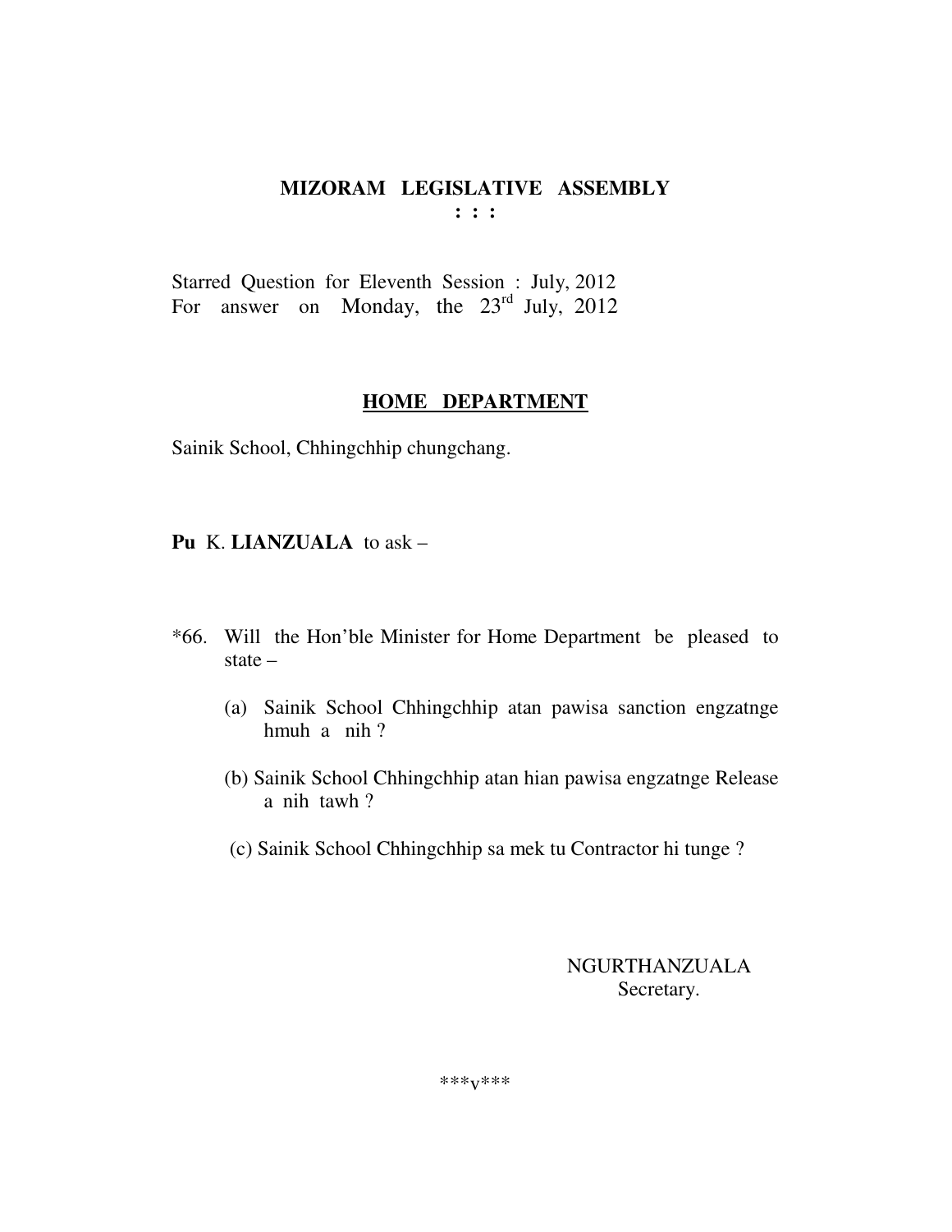# MIZORAM LEGISLATIVE ASSEMBLY

**: : :**

Starred Question for Eleventh Session : July, 2012
For answer on Monday, the 23rd July, 2012

## HOME DEPARTMENT

Sainik School, Chhingchhip chungchang.

**Pu** K. **LIANZUALA** to ask –

*66. Will the Hon'ble Minister for Home Department be pleased to state –

(a) Sainik School Chhingchhip atan pawisa sanction engzatnge hmuh a nih ?

(b) Sainik School Chhingchhip atan hian pawisa engzatnge Release a nih tawh ?

(c) Sainik School Chhingchhip sa mek tu Contractor hi tunge ?

NGURTHANZUALA
Secretary.

***v***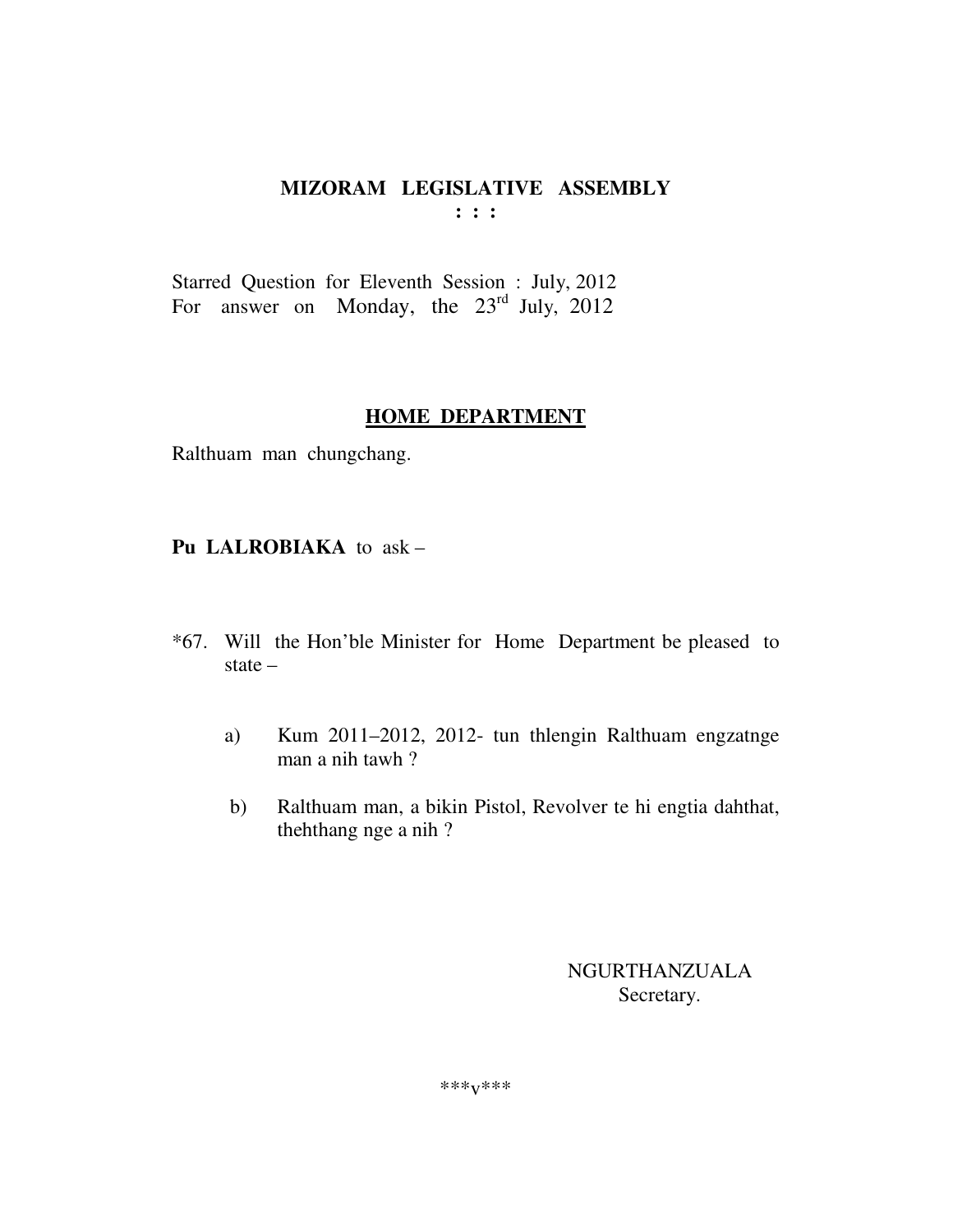**MIZORAM LEGISLATIVE ASSEMBLY**
**: : :**

Starred Question for Eleventh Session : July, 2012
For answer on Monday, the 23rd July, 2012

**<u>HOME DEPARTMENT</u>**

Ralthuam man chungchang.

**Pu LALROBIAKA** to ask –

*67. Will the Hon'ble Minister for Home Department be pleased to state –

a) Kum 2011–2012, 2012- tun thlengin Ralthuam engzatnge man a nih tawh ?

b) Ralthuam man, a bikin Pistol, Revolver te hi engtia dahthat, thehthang nge a nih ?

NGURTHANZUALA
Secretary.

***v***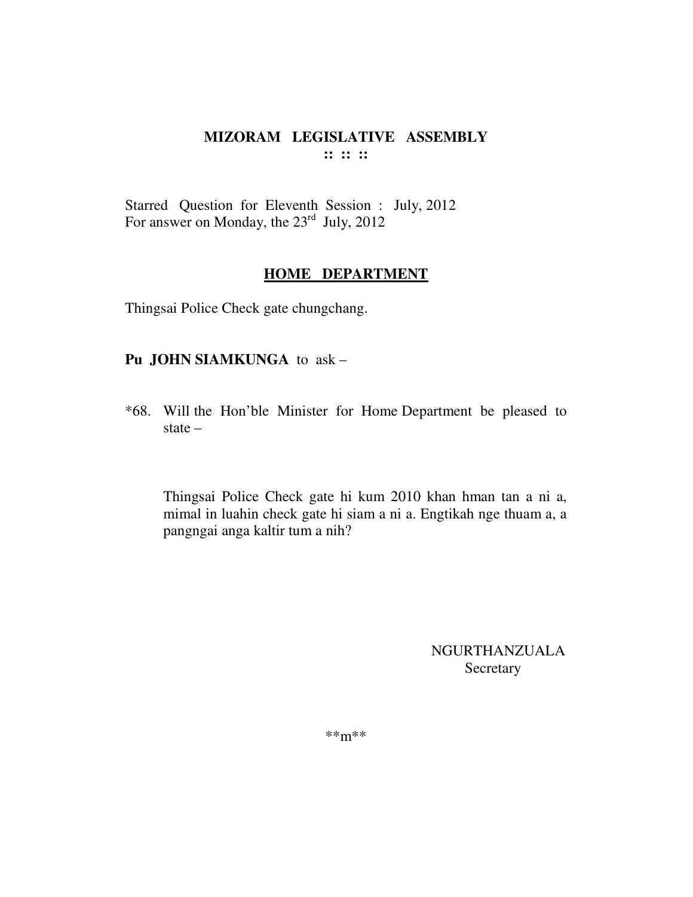# MIZORAM LEGISLATIVE ASSEMBLY
**:: :: ::**

Starred Question for Eleventh Session : July, 2012
For answer on Monday, the 23rd July, 2012

## HOME DEPARTMENT

Thingsai Police Check gate chungchang.

**Pu JOHN SIAMKUNGA** to ask –

*68. Will the Hon'ble Minister for Home Department be pleased to state –

Thingsai Police Check gate hi kum 2010 khan hman tan a ni a, mimal in luahin check gate hi siam a ni a. Engtikah nge thuam a, a pangngai anga kaltir tum a nih?

NGURTHANZUALA
Secretary

**m**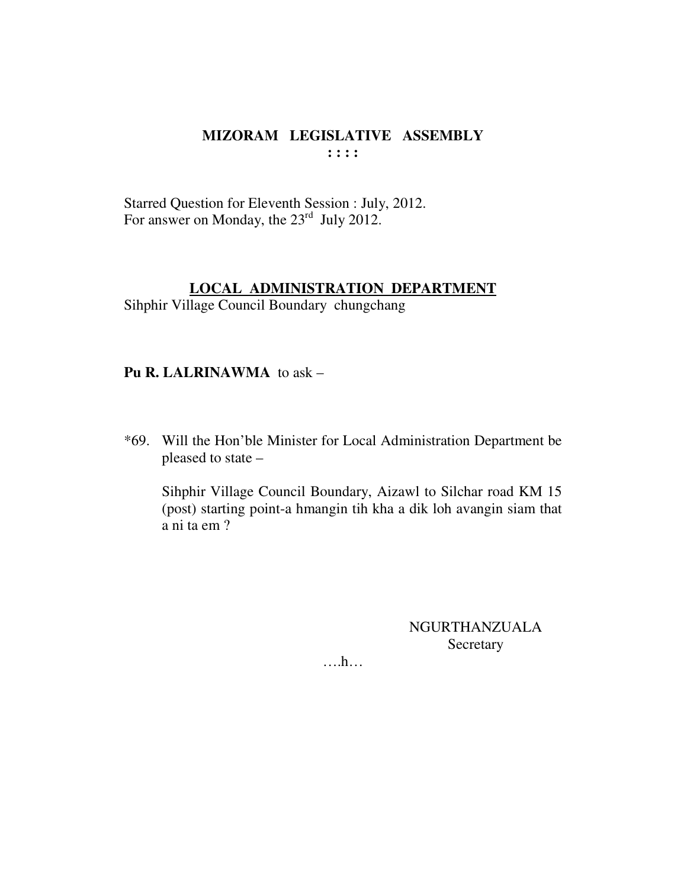**MIZORAM LEGISLATIVE ASSEMBLY**
**: : : :**

Starred Question for Eleventh Session : July, 2012.
For answer on Monday, the 23rd July 2012.

**LOCAL ADMINISTRATION DEPARTMENT**
Sihphir Village Council Boundary chungchang

**Pu R. LALRINAWMA** to ask –

*69. Will the Hon'ble Minister for Local Administration Department be pleased to state –

Sihphir Village Council Boundary, Aizawl to Silchar road KM 15 (post) starting point-a hmangin tih kha a dik loh avangin siam that a ni ta em ?

NGURTHANZUALA
Secretary

….h…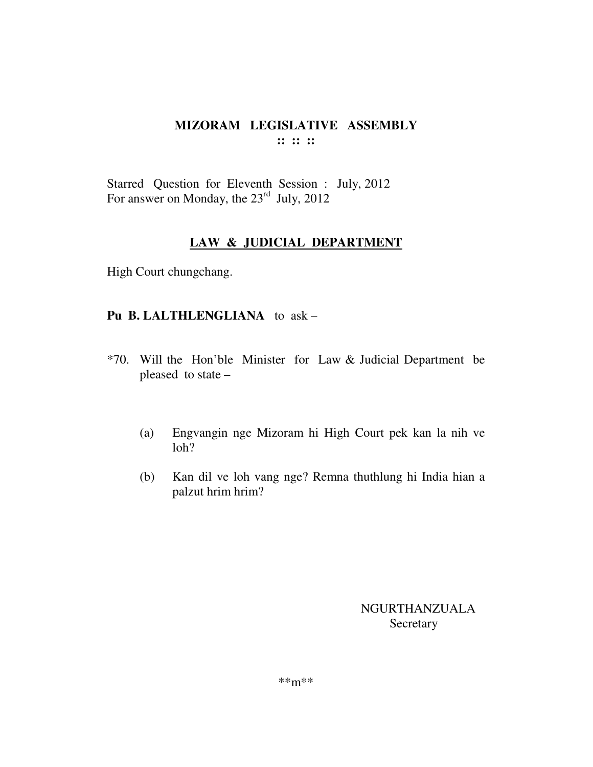## MIZORAM LEGISLATIVE ASSEMBLY

**:: :: ::**

Starred Question for Eleventh Session : July, 2012
For answer on Monday, the 23rd July, 2012

### LAW & JUDICIAL DEPARTMENT

High Court chungchang.

**Pu B. LALTHLENGLIANA** to ask –

*70. Will the Hon'ble Minister for Law & Judicial Department be pleased to state –

(a) Engvangin nge Mizoram hi High Court pek kan la nih ve loh?

(b) Kan dil ve loh vang nge? Remna thuthlung hi India hian a palzut hrim hrim?

NGURTHANZUALA
Secretary

**m**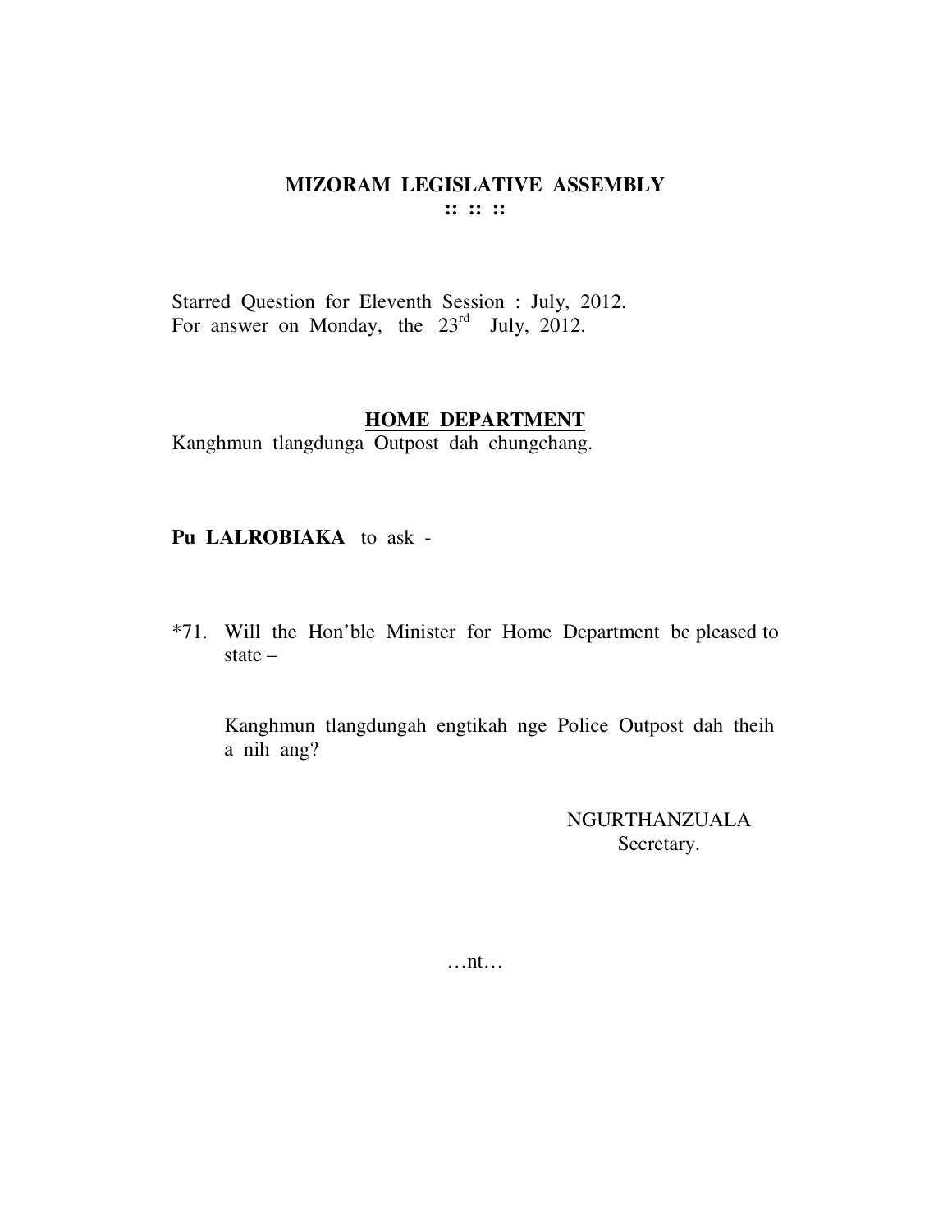# MIZORAM LEGISLATIVE ASSEMBLY

**:: :: ::**

Starred Question for Eleventh Session : July, 2012.
For answer on Monday, the 23rd July, 2012.

## HOME DEPARTMENT

Kanghmun tlangdunga Outpost dah chungchang.

**Pu LALROBIAKA** to ask -

*71. Will the Hon'ble Minister for Home Department be pleased to state –

Kanghmun tlangdungah engtikah nge Police Outpost dah theih a nih ang?

NGURTHANZUALA
Secretary.

…nt…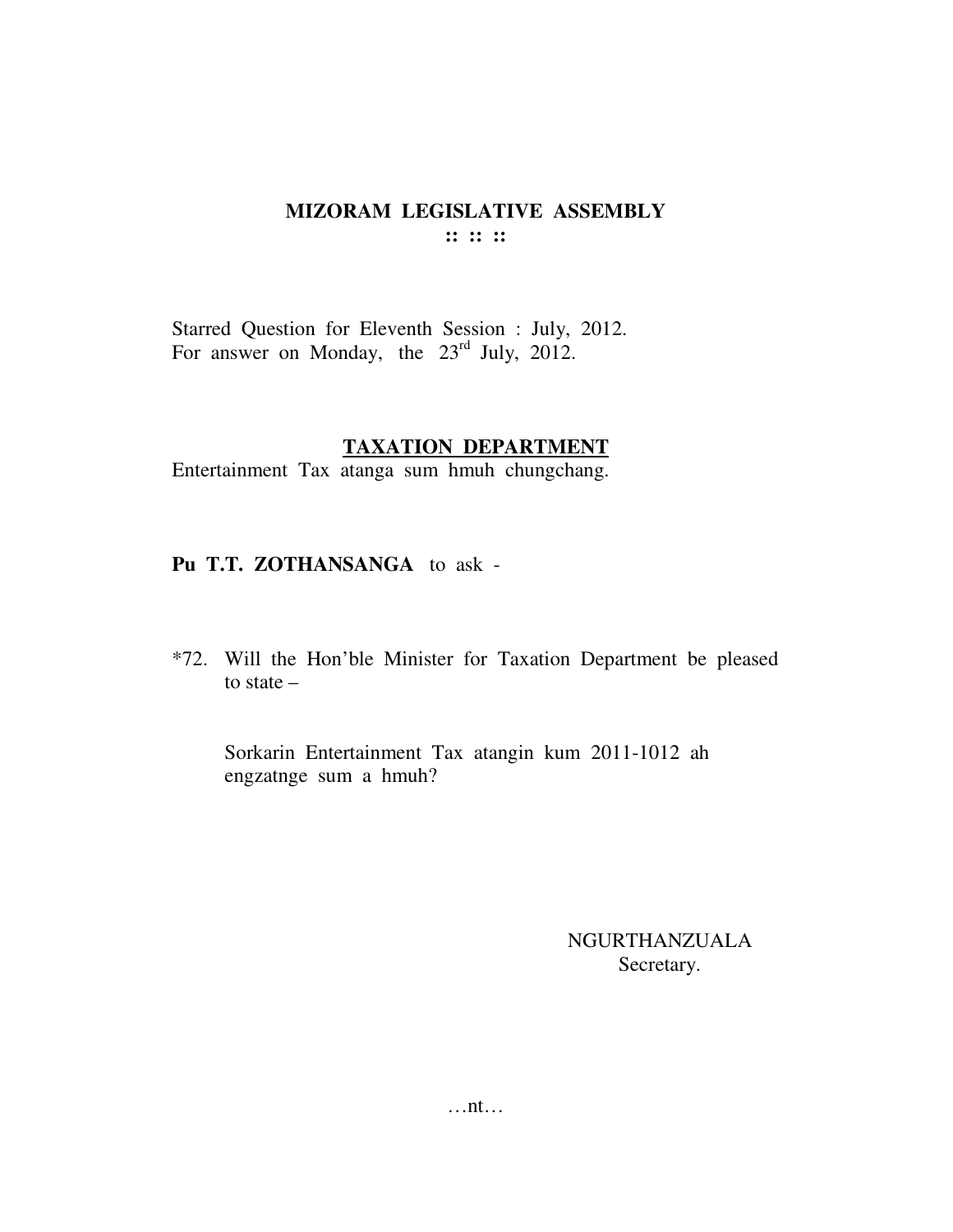## MIZORAM LEGISLATIVE ASSEMBLY

**:: :: ::**

Starred Question for Eleventh Session : July, 2012.
For answer on Monday, the 23rd July, 2012.

### TAXATION DEPARTMENT

Entertainment Tax atanga sum hmuh chungchang.

**Pu T.T. ZOTHANSANGA** to ask -

*72. Will the Hon'ble Minister for Taxation Department be pleased to state –

Sorkarin Entertainment Tax atangin kum 2011-1012 ah engzatnge sum a hmuh?

NGURTHANZUALA
Secretary.

…nt…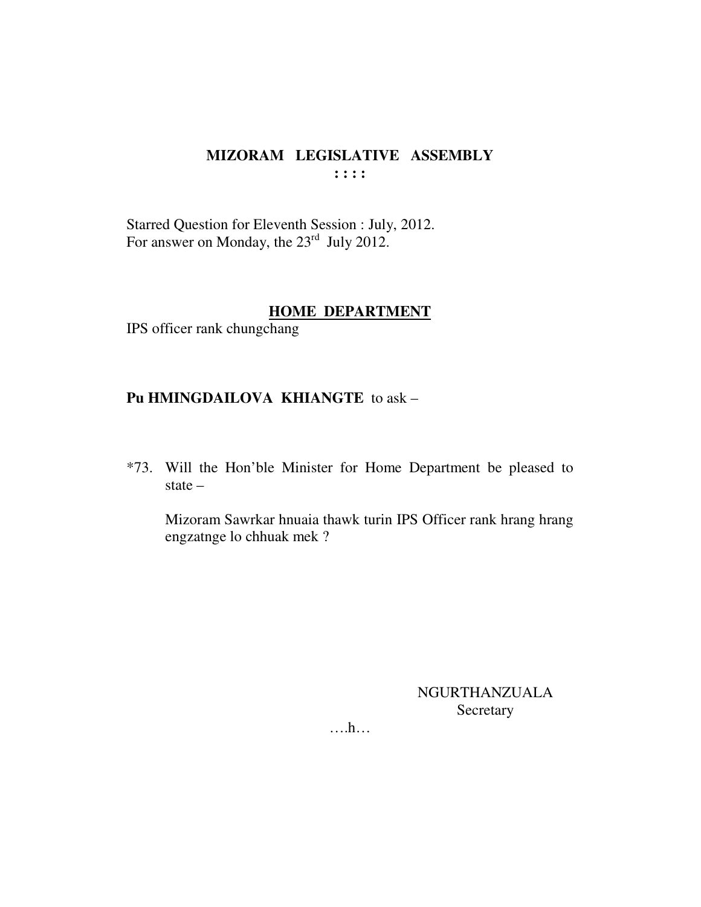**MIZORAM LEGISLATIVE ASSEMBLY**
**: : : :**

Starred Question for Eleventh Session : July, 2012.
For answer on Monday, the 23rd July 2012.

**HOME DEPARTMENT**

IPS officer rank chungchang

**Pu HMINGDAILOVA KHIANGTE** to ask –

*73. Will the Hon'ble Minister for Home Department be pleased to state –

Mizoram Sawrkar hnuaia thawk turin IPS Officer rank hrang hrang engzatnge lo chhuak mek ?

NGURTHANZUALA
Secretary

….h…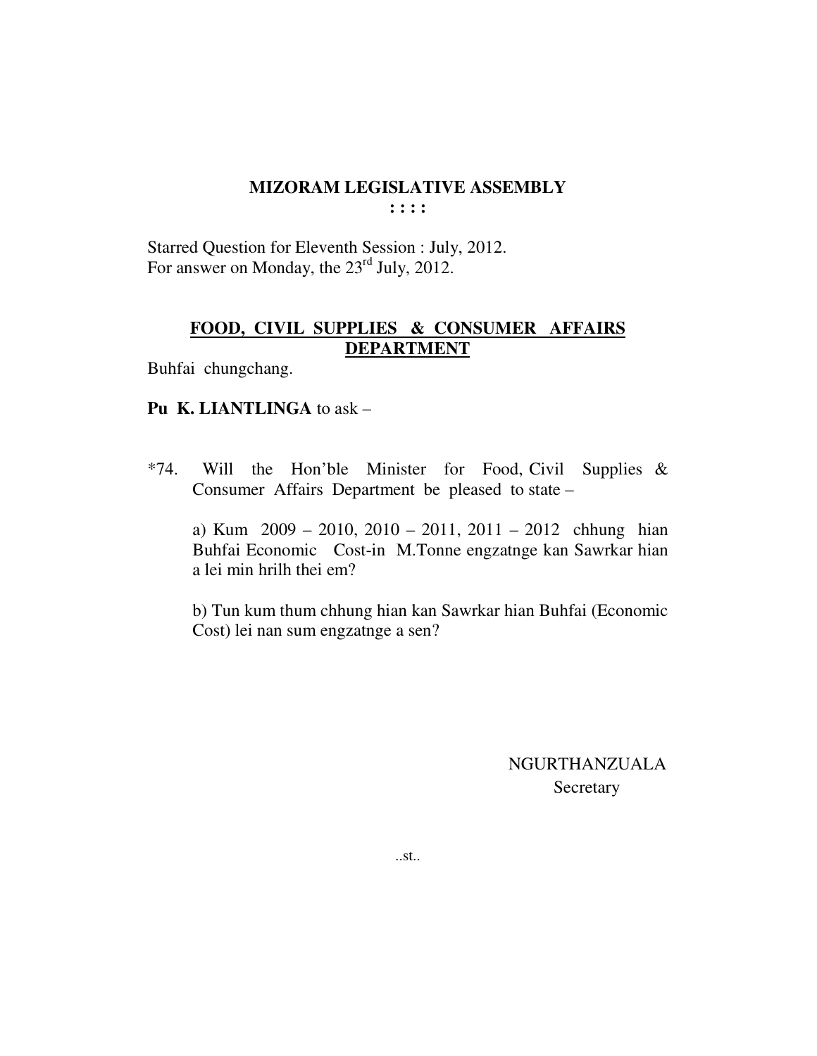# MIZORAM LEGISLATIVE ASSEMBLY

**: : : :**

Starred Question for Eleventh Session : July, 2012.
For answer on Monday, the 23rd July, 2012.

## FOOD, CIVIL SUPPLIES & CONSUMER AFFAIRS DEPARTMENT

Buhfai chungchang.

**Pu K. LIANTLINGA** to ask –

*74. Will the Hon'ble Minister for Food, Civil Supplies & Consumer Affairs Department be pleased to state –

a) Kum 2009 – 2010, 2010 – 2011, 2011 – 2012 chhung hian Buhfai Economic Cost-in M.Tonne engzatnge kan Sawrkar hian a lei min hrilh thei em?

b) Tun kum thum chhung hian kan Sawrkar hian Buhfai (Economic Cost) lei nan sum engzatnge a sen?

NGURTHANZUALA
Secretary

..st..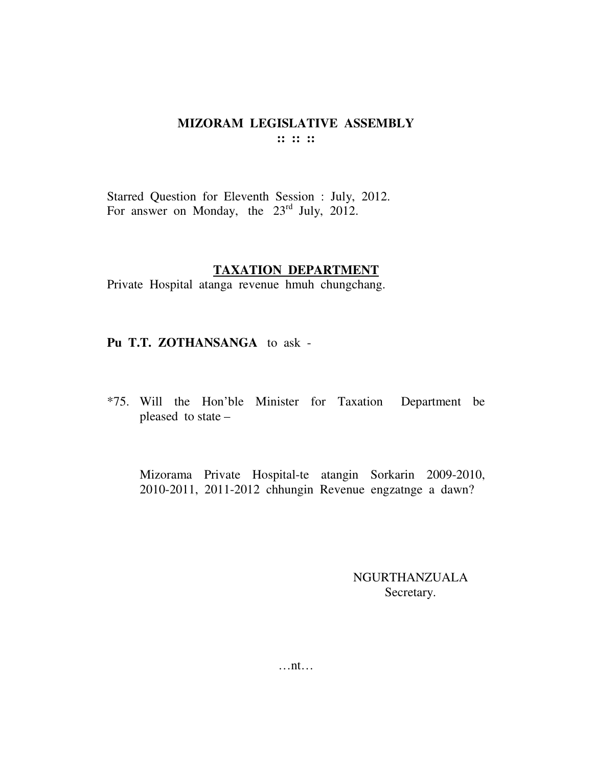# MIZORAM LEGISLATIVE ASSEMBLY

:: :: ::

Starred Question for Eleventh Session : July, 2012.
For answer on Monday, the 23rd July, 2012.

## TAXATION DEPARTMENT

Private Hospital atanga revenue hmuh chungchang.

**Pu T.T. ZOTHANSANGA** to ask -

*75. Will the Hon'ble Minister for Taxation Department be pleased to state –

Mizorama Private Hospital-te atangin Sorkarin 2009-2010, 2010-2011, 2011-2012 chhungin Revenue engzatnge a dawn?

NGURTHANZUALA
Secretary.

…nt…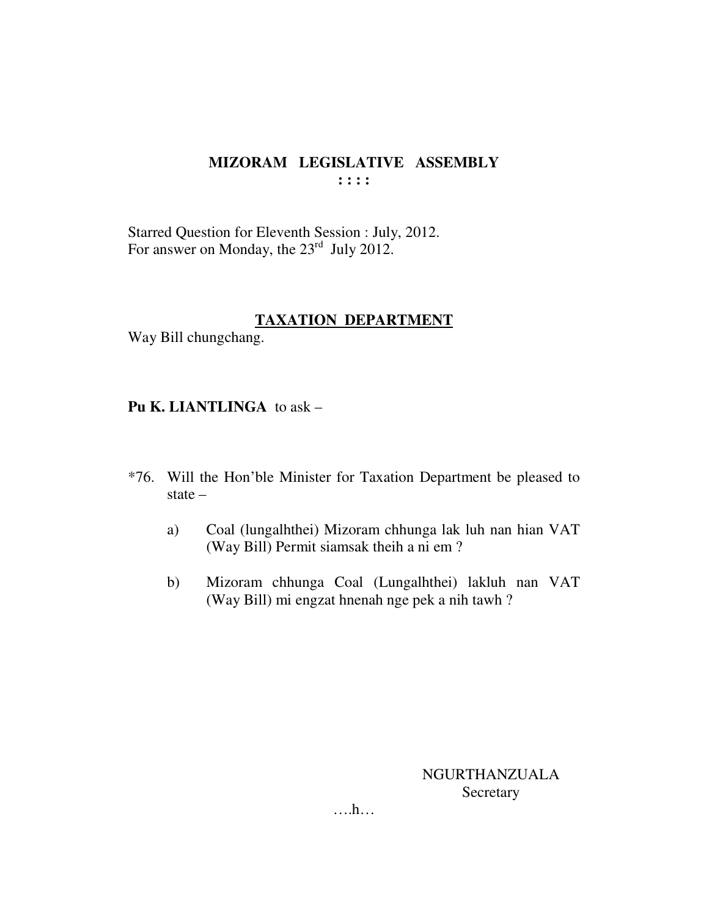# MIZORAM LEGISLATIVE ASSEMBLY

: : : :

Starred Question for Eleventh Session : July, 2012.
For answer on Monday, the 23rd July 2012.

## TAXATION DEPARTMENT

Way Bill chungchang.

**Pu K. LIANTLINGA** to ask –

*76. Will the Hon'ble Minister for Taxation Department be pleased to state –

a) Coal (lungalhthei) Mizoram chhunga lak luh nan hian VAT (Way Bill) Permit siamsak theih a ni em ?

b) Mizoram chhunga Coal (Lungalhthei) lakluh nan VAT (Way Bill) mi engzat hnenah nge pek a nih tawh ?

NGURTHANZUALA
Secretary

….h…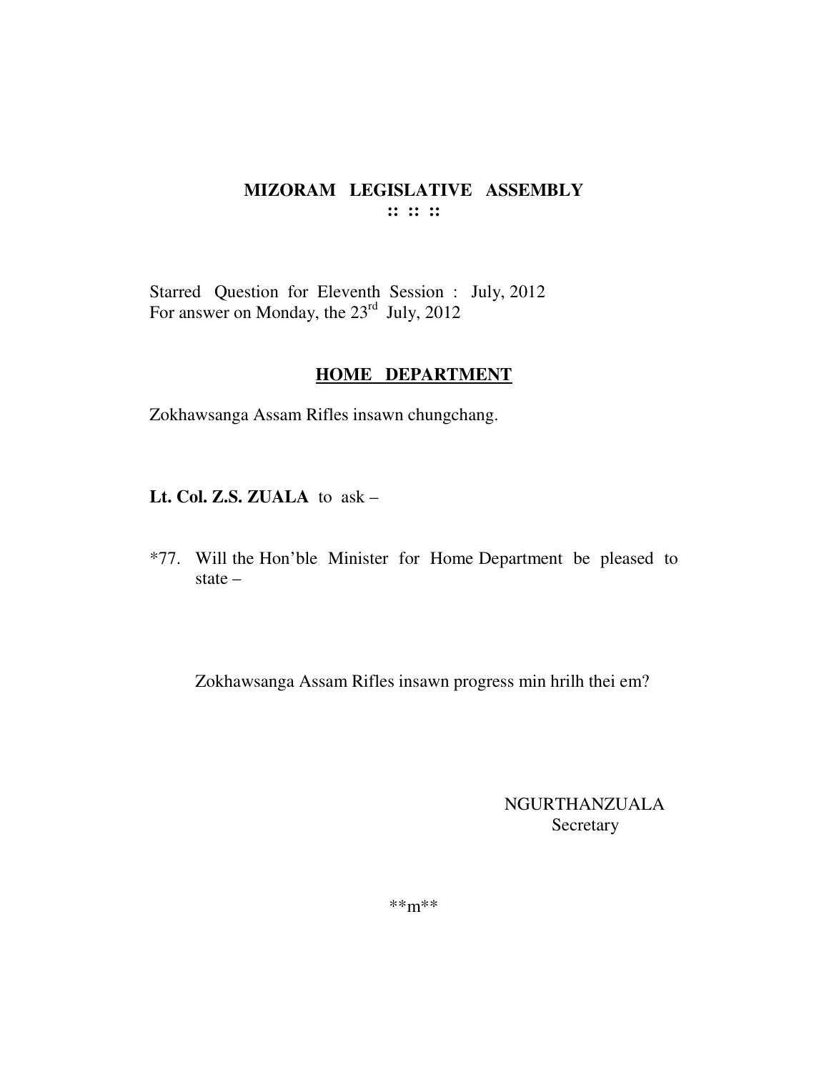# MIZORAM LEGISLATIVE ASSEMBLY

:: :: ::

Starred Question for Eleventh Session : July, 2012
For answer on Monday, the 23rd July, 2012

## HOME DEPARTMENT

Zokhawsanga Assam Rifles insawn chungchang.

**Lt. Col. Z.S. ZUALA** to ask –

*77. Will the Hon'ble Minister for Home Department be pleased to state –

Zokhawsanga Assam Rifles insawn progress min hrilh thei em?

NGURTHANZUALA
Secretary

**m**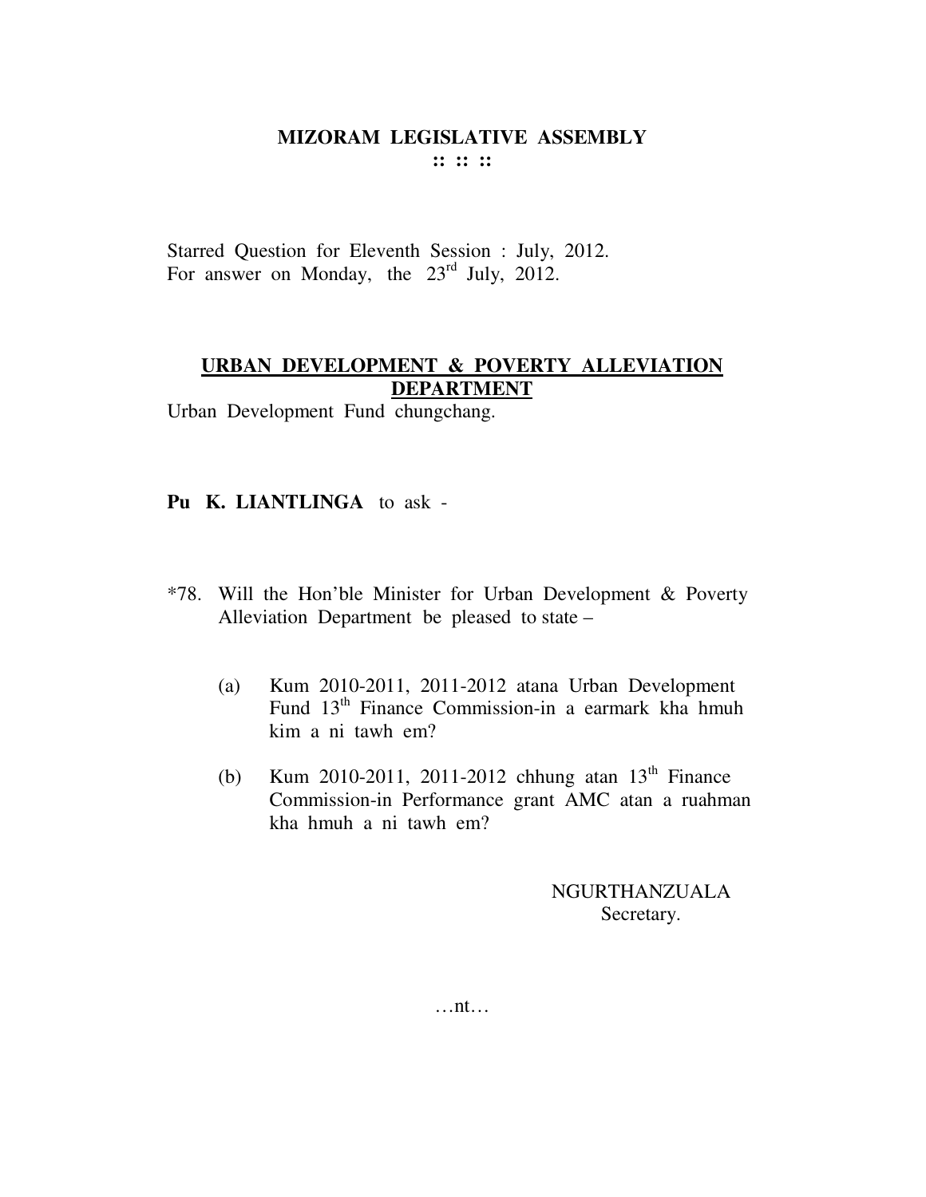# MIZORAM LEGISLATIVE ASSEMBLY

:: :: ::

Starred Question for Eleventh Session : July, 2012.
For answer on Monday, the 23rd July, 2012.

## URBAN DEVELOPMENT & POVERTY ALLEVIATION DEPARTMENT

Urban Development Fund chungchang.

**Pu K. LIANTLINGA** to ask -

*78. Will the Hon'ble Minister for Urban Development & Poverty Alleviation Department be pleased to state –

(a) Kum 2010-2011, 2011-2012 atana Urban Development Fund 13th Finance Commission-in a earmark kha hmuh kim a ni tawh em?

(b) Kum 2010-2011, 2011-2012 chhung atan 13th Finance Commission-in Performance grant AMC atan a ruahman kha hmuh a ni tawh em?

NGURTHANZUALA
Secretary.

…nt…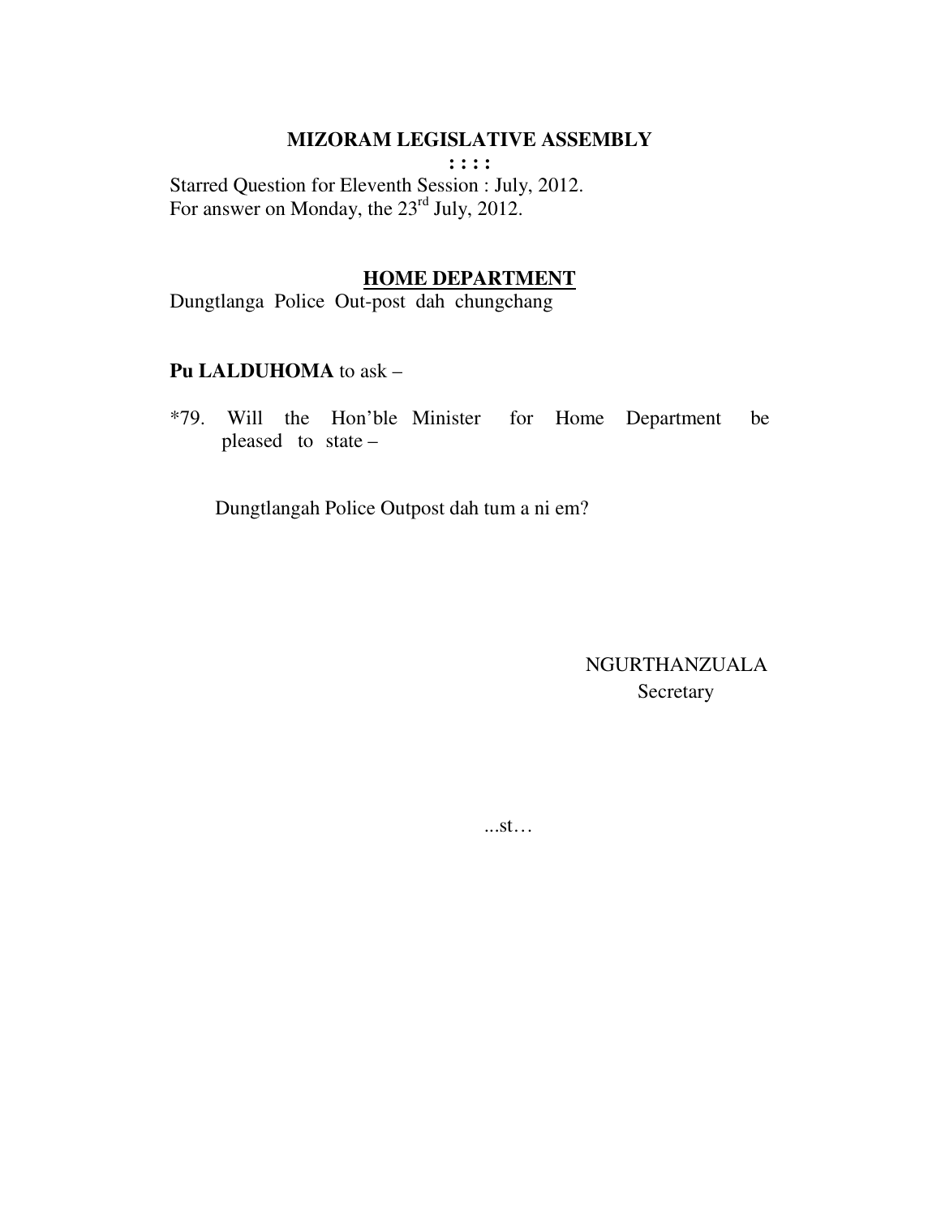# MIZORAM LEGISLATIVE ASSEMBLY

**: : : :**

Starred Question for Eleventh Session : July, 2012.
For answer on Monday, the 23rd July, 2012.

## HOME DEPARTMENT

Dungtlanga Police Out-post dah chungchang

**Pu LALDUHOMA** to ask –

*79. Will the Hon'ble Minister for Home Department be pleased to state –

Dungtlangah Police Outpost dah tum a ni em?

NGURTHANZUALA
Secretary

...st…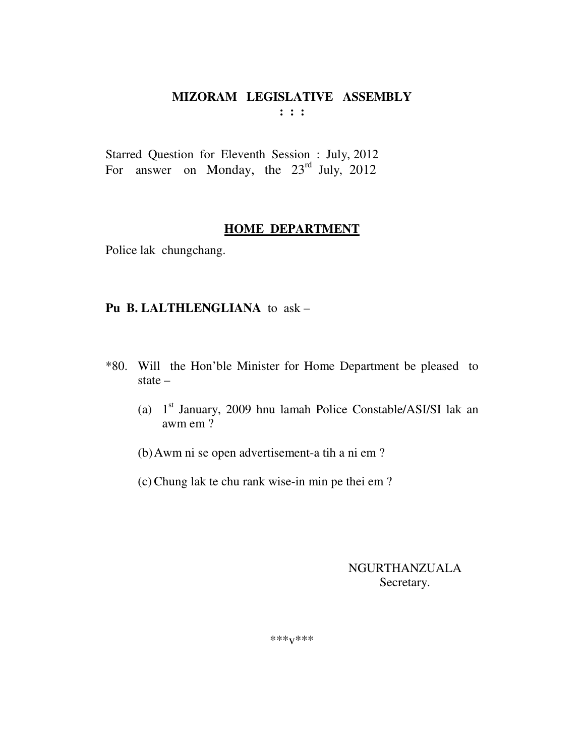# MIZORAM LEGISLATIVE ASSEMBLY

: : :

Starred Question for Eleventh Session : July, 2012
For answer on Monday, the 23rd July, 2012

## HOME DEPARTMENT

Police lak chungchang.

**Pu B. LALTHLENGLIANA** to ask –

*80. Will the Hon'ble Minister for Home Department be pleased to state –

(a) 1st January, 2009 hnu lamah Police Constable/ASI/SI lak an awm em ?

(b) Awm ni se open advertisement-a tih a ni em ?

(c) Chung lak te chu rank wise-in min pe thei em ?

NGURTHANZUALA
Secretary.

***v***